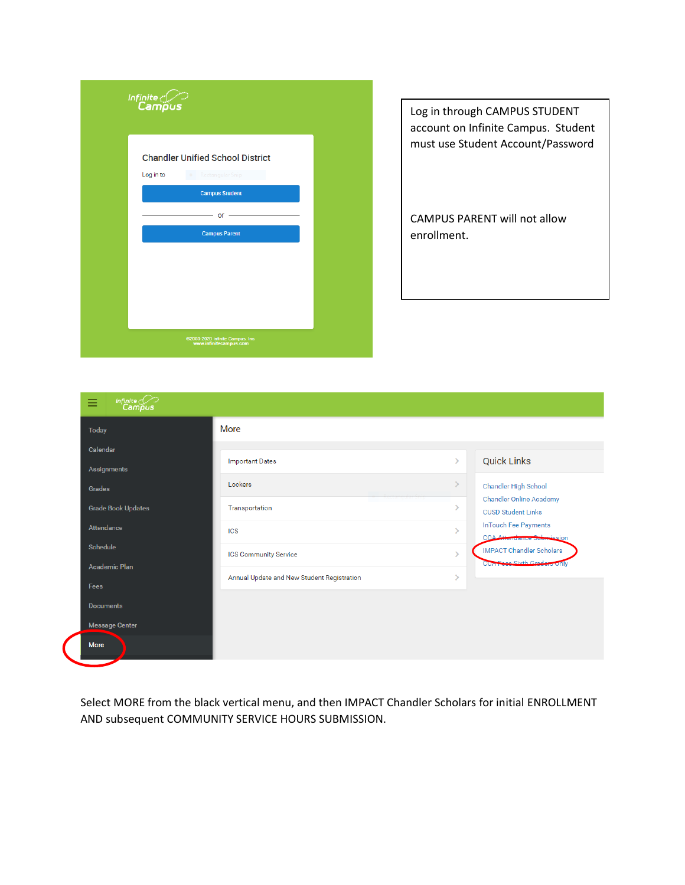Log in through CAMPUS STUDENT account on Infinite Campus. Student must use Student Account/Password

CAMPUS PARENT will not allow enrollment.

Select MORE from the black vertical menu, and then IMPACT Chandler Scholars for initial ENROLLMENT AND subsequent COMMUNITY SERVICE HOURS SUBMISSION.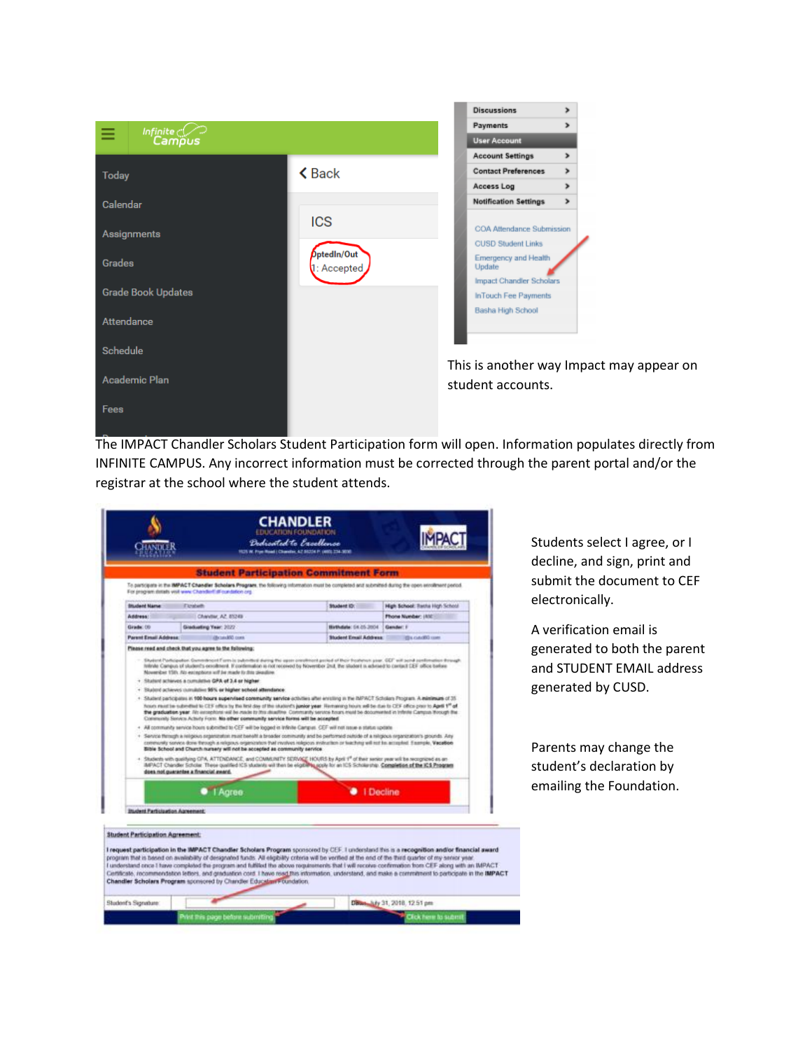This is another way Impact may appear on student accounts.

The IMPACT Chandler Scholars Student Participation form will open. Information populates directly from INFINITE CAMPUS. Any incorrect information must be corrected through the parent portal and/or the registrar at the school where the student attends.

Students select I agree, or I decline, and sign, print and submit the document to CEF electronically.

A verification email is generated to both the parent and STUDENT EMAIL address generated by CUSD.

Parents may change the student's declaration by emailing the Foundation.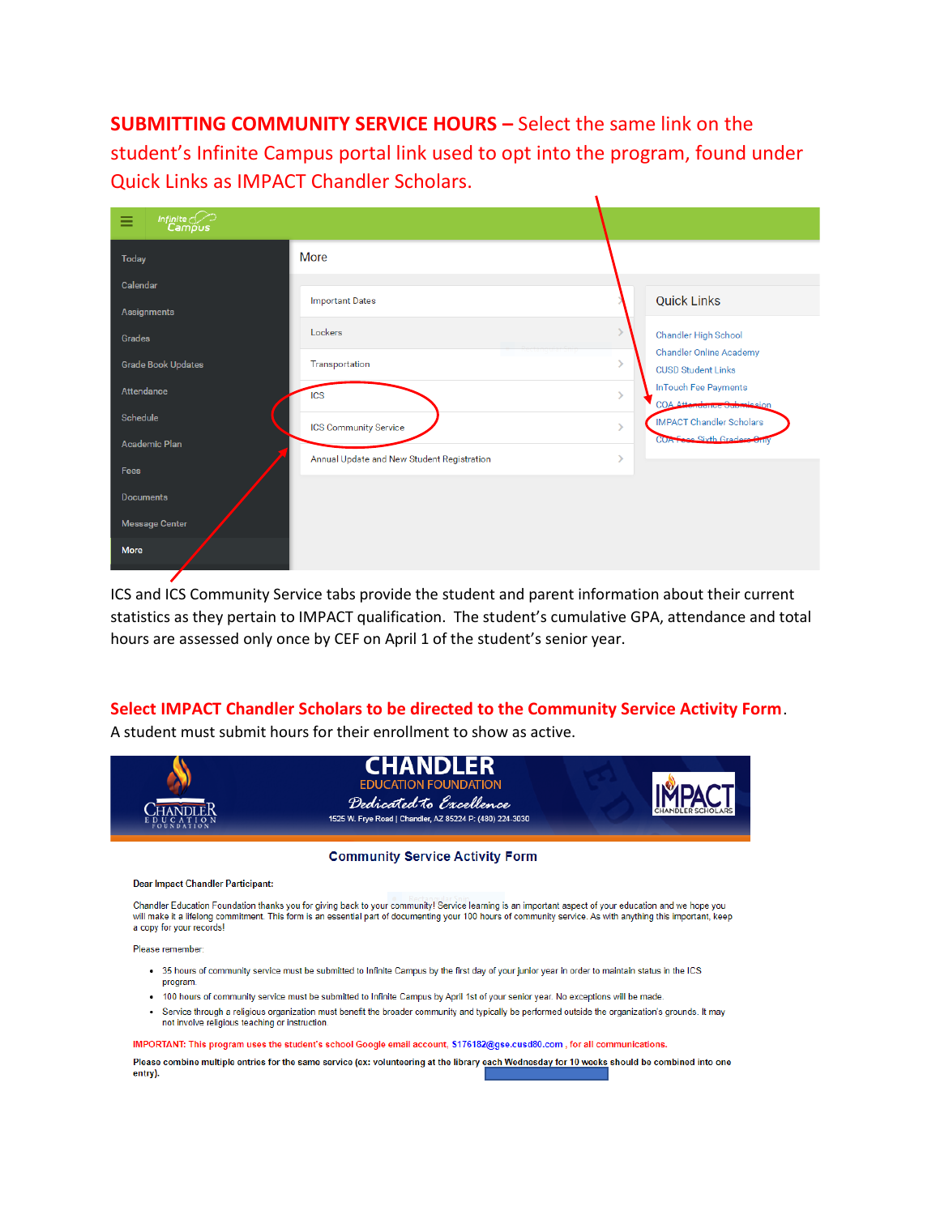**SUBMITTING COMMUNITY SERVICE HOURS –** Select the same link on the student's Infinite Campus portal link used to opt into the program, found under Quick Links as IMPACT Chandler Scholars.

Infinite Campus

Today
Calendar
Assignments
Grades
Grade Book Updates
Attendance
Schedule
Academic Plan
Fees
Documents
Message Center
More

More

- Important Dates
- Lockers
- Transportation
- ICS
- ICS Community Service
- Annual Update and New Student Registration

Quick Links

- Chandler High School
- Chandler Online Academy
- CUSD Student Links
- InTouch Fee Payments
- COA Attendance Submission
- IMPACT Chandler Scholars
- COA Fees Sixth Graders Only

ICS and ICS Community Service tabs provide the student and parent information about their current statistics as they pertain to IMPACT qualification. The student's cumulative GPA, attendance and total hours are assessed only once by CEF on April 1 of the student's senior year.

**Select IMPACT Chandler Scholars to be directed to the Community Service Activity Form.** A student must submit hours for their enrollment to show as active.

CHANDLER EDUCATION FOUNDATION
CHANDLER
EDUCATION FOUNDATION
Dedicated to Excellence
1525 W. Frye Road | Chandler, AZ 85224 P: (480) 224-3030
IMPACT CHANDLER SCHOLARS

**Community Service Activity Form**

**Dear Impact Chandler Participant:**

Chandler Education Foundation thanks you for giving back to your community! Service learning is an important aspect of your education and we hope you will make it a lifelong commitment. This form is an essential part of documenting your 100 hours of community service. As with anything this important, keep a copy for your records!

Please remember:

- 35 hours of community service must be submitted to Infinite Campus by the first day of your junior year in order to maintain status in the ICS program.
- 100 hours of community service must be submitted to Infinite Campus by April 1st of your senior year. No exceptions will be made.
- Service through a religious organization must benefit the broader community and typically be performed outside the organization's grounds. It may not involve religious teaching or instruction.

IMPORTANT: This program uses the student's school Google email account, S176182@gse.cusd80.com , for all communications.

**Please combine multiple entries for the same service (ex: volunteering at the library each Wednesday for 10 weeks should be combined into one entry).**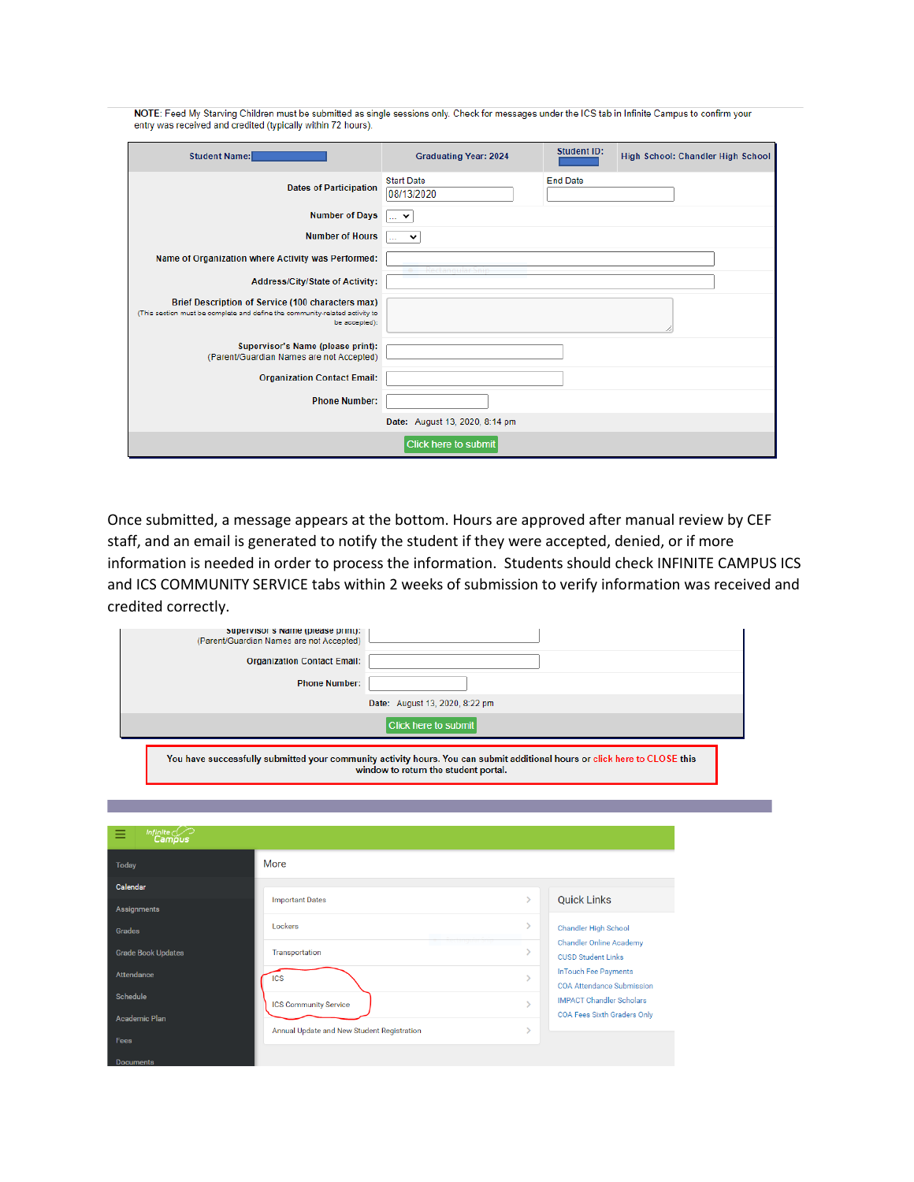**NOTE**: Feed My Starving Children must be submitted as single sessions only. Check for messages under the ICS tab in Infinite Campus to confirm your entry was received and credited (typically within 72 hours).

| Student Name: | Graduating Year: 2024 | Student ID: | High School: Chandler High School |
|---|---|---|---|
| Dates of Participation | Start Date 08/13/2020 | End Date | |
| Number of Days | ... | | |
| Number of Hours | ... | | |
| Name of Organization where Activity was Performed: | | | |
| Address/City/State of Activity: | | | |
| Brief Description of Service (100 characters max) (This section must be complete and define the community-related activity to be accepted): | | | |
| Supervisor's Name (please print): (Parent/Guardian Names are not Accepted) | | | |
| Organization Contact Email: | | | |
| Phone Number: | | | |
| | Date: August 13, 2020, 8:14 pm | | |
| | Click here to submit | | |

Once submitted, a message appears at the bottom. Hours are approved after manual review by CEF staff, and an email is generated to notify the student if they were accepted, denied, or if more information is needed in order to process the information. Students should check INFINITE CAMPUS ICS and ICS COMMUNITY SERVICE tabs within 2 weeks of submission to verify information was received and credited correctly.

| | |
|---|---|
| Supervisor's Name (please print): (Parent/Guardian Names are not Accepted) | |
| Organization Contact Email: | |
| Phone Number: | |
| | Date: August 13, 2020, 8:22 pm |
| | Click here to submit |

You have successfully submitted your community activity hours. You can submit additional hours or click here to CLOSE this window to return the student portal.

Infinite Campus

Today
Calendar
Assignments
Grades
Grade Book Updates
Attendance
Schedule
Academic Plan
Fees
Documents

More

- Important Dates
- Lockers
- Transportation
- ICS
- ICS Community Service
- Annual Update and New Student Registration

Quick Links

- Chandler High School
- Chandler Online Academy
- CUSD Student Links
- InTouch Fee Payments
- COA Attendance Submission
- IMPACT Chandler Scholars
- COA Fees Sixth Graders Only